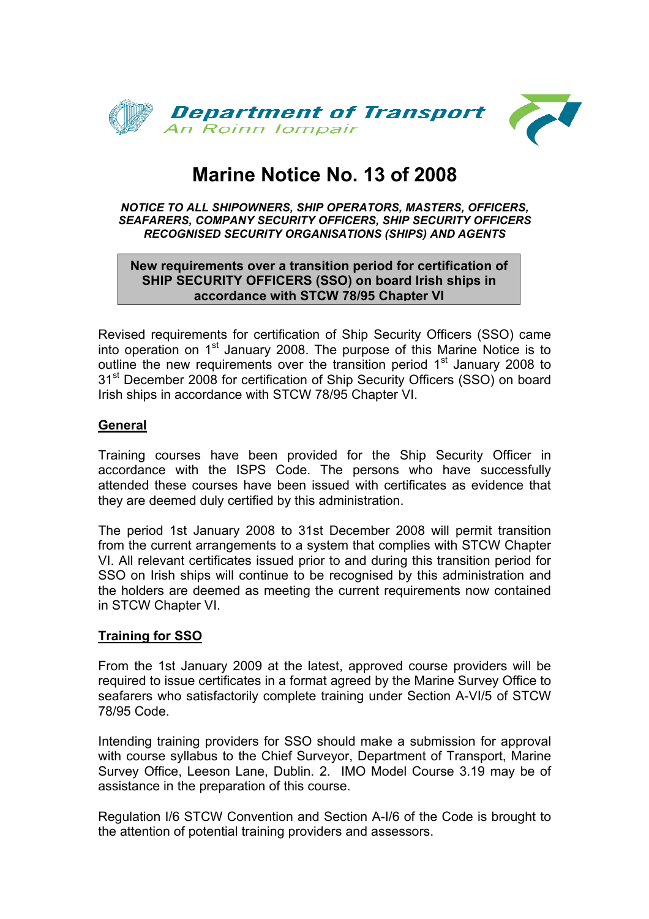**Department of Transport**
*An Roinn Iompair*

# Marine Notice No. 13 of 2008

***NOTICE TO ALL SHIPOWNERS, SHIP OPERATORS, MASTERS, OFFICERS, SEAFARERS, COMPANY SECURITY OFFICERS, SHIP SECURITY OFFICERS RECOGNISED SECURITY ORGANISATIONS (SHIPS) AND AGENTS***

**New requirements over a transition period for certification of SHIP SECURITY OFFICERS (SSO) on board Irish ships in accordance with STCW 78/95 Chapter VI**

Revised requirements for certification of Ship Security Officers (SSO) came into operation on 1st January 2008. The purpose of this Marine Notice is to outline the new requirements over the transition period 1st January 2008 to 31st December 2008 for certification of Ship Security Officers (SSO) on board Irish ships in accordance with STCW 78/95 Chapter VI.

## General

Training courses have been provided for the Ship Security Officer in accordance with the ISPS Code. The persons who have successfully attended these courses have been issued with certificates as evidence that they are deemed duly certified by this administration.

The period 1st January 2008 to 31st December 2008 will permit transition from the current arrangements to a system that complies with STCW Chapter VI. All relevant certificates issued prior to and during this transition period for SSO on Irish ships will continue to be recognised by this administration and the holders are deemed as meeting the current requirements now contained in STCW Chapter VI.

## Training for SSO

From the 1st January 2009 at the latest, approved course providers will be required to issue certificates in a format agreed by the Marine Survey Office to seafarers who satisfactorily complete training under Section A-VI/5 of STCW 78/95 Code.

Intending training providers for SSO should make a submission for approval with course syllabus to the Chief Surveyor, Department of Transport, Marine Survey Office, Leeson Lane, Dublin. 2. IMO Model Course 3.19 may be of assistance in the preparation of this course.

Regulation I/6 STCW Convention and Section A-I/6 of the Code is brought to the attention of potential training providers and assessors.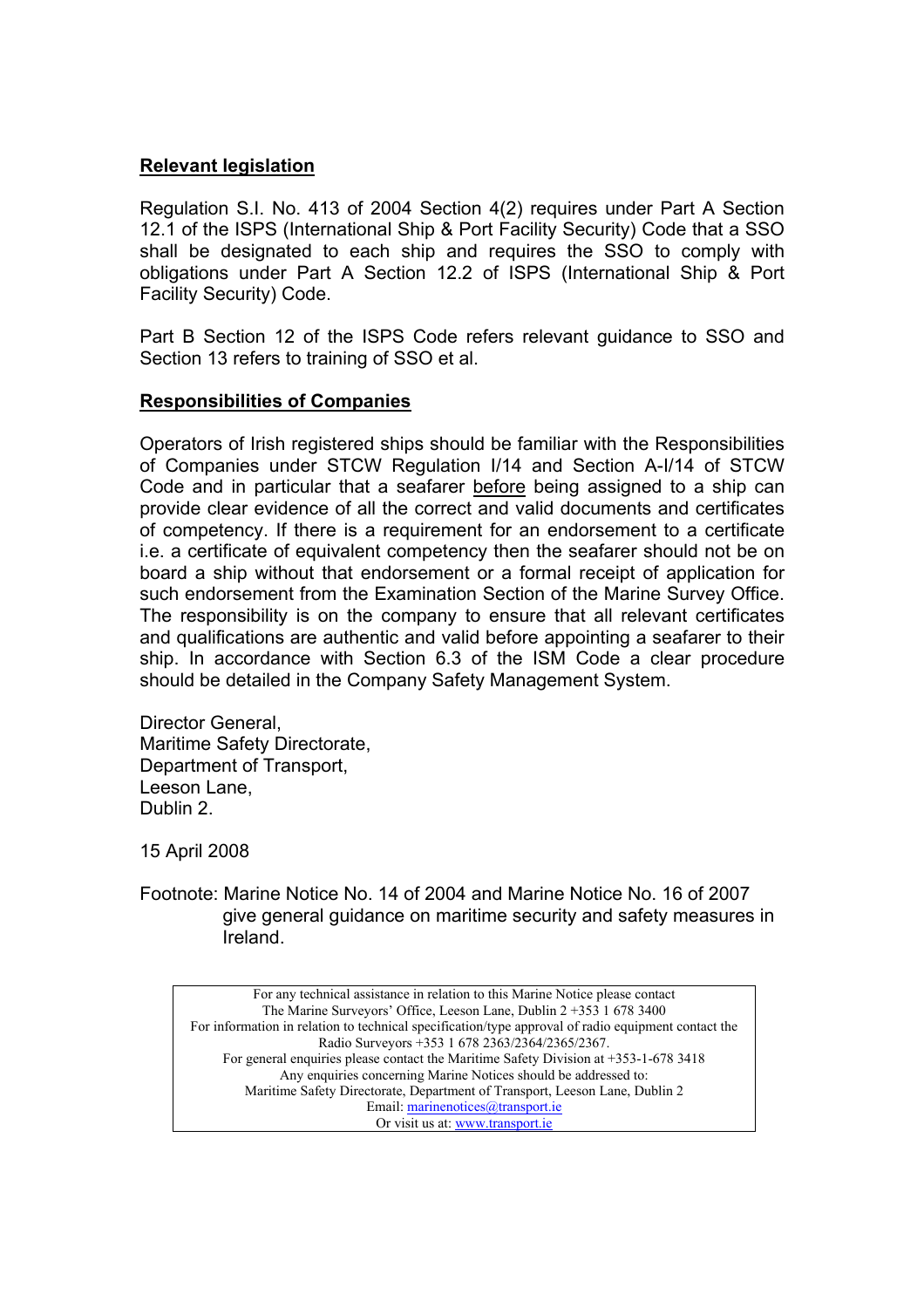## **Relevant legislation**

Regulation S.I. No. 413 of 2004 Section 4(2) requires under Part A Section 12.1 of the ISPS (International Ship & Port Facility Security) Code that a SSO shall be designated to each ship and requires the SSO to comply with obligations under Part A Section 12.2 of ISPS (International Ship & Port Facility Security) Code.

Part B Section 12 of the ISPS Code refers relevant guidance to SSO and Section 13 refers to training of SSO et al.

## **Responsibilities of Companies**

Operators of Irish registered ships should be familiar with the Responsibilities of Companies under STCW Regulation I/14 and Section A-I/14 of STCW Code and in particular that a seafarer before being assigned to a ship can provide clear evidence of all the correct and valid documents and certificates of competency. If there is a requirement for an endorsement to a certificate i.e. a certificate of equivalent competency then the seafarer should not be on board a ship without that endorsement or a formal receipt of application for such endorsement from the Examination Section of the Marine Survey Office. The responsibility is on the company to ensure that all relevant certificates and qualifications are authentic and valid before appointing a seafarer to their ship. In accordance with Section 6.3 of the ISM Code a clear procedure should be detailed in the Company Safety Management System.

Director General,
Maritime Safety Directorate,
Department of Transport,
Leeson Lane,
Dublin 2.

15 April 2008

Footnote: Marine Notice No. 14 of 2004 and Marine Notice No. 16 of 2007 give general guidance on maritime security and safety measures in Ireland.

For any technical assistance in relation to this Marine Notice please contact
The Marine Surveyors' Office, Leeson Lane, Dublin 2 +353 1 678 3400
For information in relation to technical specification/type approval of radio equipment contact the Radio Surveyors +353 1 678 2363/2364/2365/2367.
For general enquiries please contact the Maritime Safety Division at +353-1-678 3418
Any enquiries concerning Marine Notices should be addressed to:
Maritime Safety Directorate, Department of Transport, Leeson Lane, Dublin 2
Email: marinenotices@transport.ie
Or visit us at: www.transport.ie